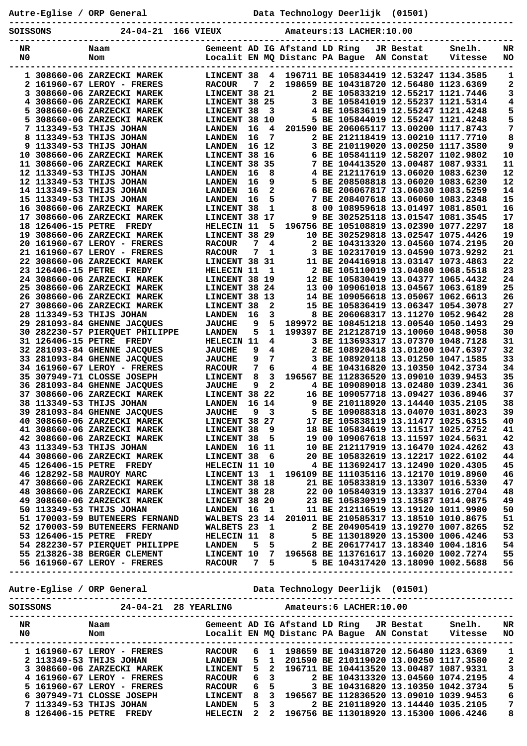Autre-Eglise / ORP General — Data Technology Deerlijk (01501)

**SOISSONS — 24-04-21 — 166 VIEUX — Amateurs:13 LACHER:10.00**

| NR N0 | | Naam Nom | Gemeent Localit | AD EN | IG MQ | Afstand Distanc | LD PA | Ring Bague | JR AN | Bestat Constat | Snelh. Vitesse | NR NO |
|---|---|---|---|---|---|---|---|---|---|---|---|---|
| 1 | 308660-06 | ZARZECKI MAREK | LINCENT | 38 | 4 | 196711 | BE | 1058344 | 19 | 12.53247 | 1134.3585 | 1 |
| 2 | 161960-67 | LEROY - FRERES | RACOUR | 7 | 2 | 198659 | BE | 1043182 | 20 | 12.56480 | 1123.6369 | 2 |
| 3 | 308660-06 | ZARZECKI MAREK | LINCENT | 38 | 21 | 2 | BE | 1058332 | 19 | 12.55217 | 1121.7446 | 3 |
| 4 | 308660-06 | ZARZECKI MAREK | LINCENT | 38 | 25 | 3 | BE | 1058410 | 19 | 12.55237 | 1121.5314 | 4 |
| 5 | 308660-06 | ZARZECKI MAREK | LINCENT | 38 | 3 | 4 | BE | 1058361 | 19 | 12.55247 | 1121.4248 | 5 |
| 5 | 308660-06 | ZARZECKI MAREK | LINCENT | 38 | 10 | 5 | BE | 1058440 | 19 | 12.55247 | 1121.4248 | 5 |
| 7 | 113349-53 | THIJS JOHAN | LANDEN | 16 | 4 | 201590 | BE | 2060651 | 17 | 13.00200 | 1117.8743 | 7 |
| 8 | 113349-53 | THIJS JOHAN | LANDEN | 16 | 7 | 2 | BE | 2121184 | 19 | 13.00210 | 1117.7710 | 8 |
| 9 | 113349-53 | THIJS JOHAN | LANDEN | 16 | 12 | 3 | BE | 2101190 | 20 | 13.00250 | 1117.3580 | 9 |
| 10 | 308660-06 | ZARZECKI MAREK | LINCENT | 38 | 16 | 6 | BE | 1058411 | 19 | 12.58207 | 1102.9802 | 10 |
| 11 | 308660-06 | ZARZECKI MAREK | LINCENT | 38 | 35 | 7 | BE | 1044135 | 20 | 13.00487 | 1087.9331 | 11 |
| 12 | 113349-53 | THIJS JOHAN | LANDEN | 16 | 8 | 4 | BE | 2121176 | 19 | 13.06020 | 1083.6230 | 12 |
| 12 | 113349-53 | THIJS JOHAN | LANDEN | 16 | 9 | 5 | BE | 2085088 | 18 | 13.06020 | 1083.6230 | 12 |
| 14 | 113349-53 | THIJS JOHAN | LANDEN | 16 | 2 | 6 | BE | 2060678 | 17 | 13.06030 | 1083.5259 | 14 |
| 15 | 113349-53 | THIJS JOHAN | LANDEN | 16 | 5 | 7 | BE | 2084076 | 18 | 13.06060 | 1083.2348 | 15 |
| 16 | 308660-06 | ZARZECKI MAREK | LINCENT | 38 | 1 | 8 | 00 | 1089596 | 18 | 13.01497 | 1081.8501 | 16 |
| 17 | 308660-06 | ZARZECKI MAREK | LINCENT | 38 | 17 | 9 | BE | 3025251 | 18 | 13.01547 | 1081.3545 | 17 |
| 18 | 126406-15 | PETRE FREDY | HELECIN | 11 | 5 | 196756 | BE | 1051088 | 19 | 13.02390 | 1077.2297 | 18 |
| 19 | 308660-06 | ZARZECKI MAREK | LINCENT | 38 | 29 | 10 | BE | 3025298 | 18 | 13.02547 | 1075.4426 | 19 |
| 20 | 161960-67 | LEROY - FRERES | RACOUR | 7 | 4 | 2 | BE | 1043133 | 20 | 13.04560 | 1074.2195 | 20 |
| 21 | 161960-67 | LEROY - FRERES | RACOUR | 7 | 1 | 3 | BE | 1023170 | 19 | 13.04590 | 1073.9292 | 21 |
| 22 | 308660-06 | ZARZECKI MAREK | LINCENT | 38 | 31 | 11 | BE | 2044169 | 18 | 13.03147 | 1073.4863 | 22 |
| 23 | 126406-15 | PETRE FREDY | HELECIN | 11 | 1 | 2 | BE | 1051100 | 19 | 13.04080 | 1068.5518 | 23 |
| 24 | 308660-06 | ZARZECKI MAREK | LINCENT | 38 | 19 | 12 | BE | 1058304 | 19 | 13.04377 | 1065.4432 | 24 |
| 25 | 308660-06 | ZARZECKI MAREK | LINCENT | 38 | 24 | 13 | 00 | 1090610 | 18 | 13.04567 | 1063.6189 | 25 |
| 26 | 308660-06 | ZARZECKI MAREK | LINCENT | 38 | 13 | 14 | BE | 1090566 | 18 | 13.05067 | 1062.6613 | 26 |
| 27 | 308660-06 | ZARZECKI MAREK | LINCENT | 38 | 2 | 15 | BE | 1058364 | 19 | 13.06347 | 1054.3078 | 27 |
| 28 | 113349-53 | THIJS JOHAN | LANDEN | 16 | 3 | 8 | BE | 2060683 | 17 | 13.11270 | 1052.9642 | 28 |
| 29 | 281093-84 | GHENNE JACQUES | JAUCHE | 9 | 5 | 189972 | BE | 1084512 | 18 | 13.00540 | 1050.1493 | 29 |
| 30 | 282230-57 | PIERQUET PHILIPPE | LANDEN | 5 | 1 | 199397 | BE | 2121287 | 19 | 13.10060 | 1048.9058 | 30 |
| 31 | 126406-15 | PETRE FREDY | HELECIN | 11 | 4 | 3 | BE | 1136933 | 17 | 13.07370 | 1048.7128 | 31 |
| 32 | 281093-84 | GHENNE JACQUES | JAUCHE | 9 | 4 | 2 | BE | 1089204 | 18 | 13.01200 | 1047.6397 | 32 |
| 33 | 281093-84 | GHENNE JACQUES | JAUCHE | 9 | 7 | 3 | BE | 1089201 | 18 | 13.01250 | 1047.1585 | 33 |
| 34 | 161960-67 | LEROY - FRERES | RACOUR | 7 | 6 | 4 | BE | 1043168 | 20 | 13.10350 | 1042.3734 | 34 |
| 35 | 307949-71 | CLOSSE JOSEPH | LINCENT | 8 | 3 | 196567 | BE | 1128365 | 20 | 13.09010 | 1039.9453 | 35 |
| 36 | 281093-84 | GHENNE JACQUES | JAUCHE | 9 | 2 | 4 | BE | 1090890 | 18 | 13.02480 | 1039.2341 | 36 |
| 37 | 308660-06 | ZARZECKI MAREK | LINCENT | 38 | 22 | 16 | BE | 1090577 | 18 | 13.09427 | 1036.8946 | 37 |
| 38 | 113349-53 | THIJS JOHAN | LANDEN | 16 | 14 | 9 | BE | 2101189 | 20 | 13.14440 | 1035.2105 | 38 |
| 39 | 281093-84 | GHENNE JACQUES | JAUCHE | 9 | 3 | 5 | BE | 1090883 | 18 | 13.04070 | 1031.8023 | 39 |
| 40 | 308660-06 | ZARZECKI MAREK | LINCENT | 38 | 27 | 17 | BE | 1058381 | 19 | 13.11477 | 1025.6315 | 40 |
| 41 | 308660-06 | ZARZECKI MAREK | LINCENT | 38 | 9 | 18 | BE | 1058346 | 19 | 13.11517 | 1025.2752 | 41 |
| 42 | 308660-06 | ZARZECKI MAREK | LINCENT | 38 | 5 | 19 | 00 | 1090676 | 18 | 13.11597 | 1024.5631 | 42 |
| 43 | 113349-53 | THIJS JOHAN | LANDEN | 16 | 11 | 10 | BE | 2121179 | 19 | 13.16470 | 1024.4262 | 43 |
| 44 | 308660-06 | ZARZECKI MAREK | LINCENT | 38 | 6 | 20 | BE | 1058320 | 19 | 13.12217 | 1022.6102 | 44 |
| 45 | 126406-15 | PETRE FREDY | HELECIN | 11 | 10 | 4 | BE | 1136924 | 17 | 13.12490 | 1020.4305 | 45 |
| 46 | 128292-58 | MAUROY MARC | LINCENT | 13 | 1 | 196109 | BE | 1110351 | 16 | 13.12170 | 1019.8960 | 46 |
| 47 | 308660-06 | ZARZECKI MAREK | LINCENT | 38 | 18 | 21 | BE | 1058338 | 19 | 13.13307 | 1016.5330 | 47 |
| 48 | 308660-06 | ZARZECKI MAREK | LINCENT | 38 | 28 | 22 | 00 | 1058403 | 19 | 13.13337 | 1016.2704 | 48 |
| 49 | 308660-06 | ZARZECKI MAREK | LINCENT | 38 | 20 | 23 | BE | 1058309 | 19 | 13.13587 | 1014.0875 | 49 |
| 50 | 113349-53 | THIJS JOHAN | LANDEN | 16 | 1 | 11 | BE | 2121165 | 19 | 13.19120 | 1011.9980 | 50 |
| 51 | 170003-59 | BUTENEERS FERNAND | WALBETS | 23 | 14 | 201011 | BE | 2105853 | 17 | 13.18510 | 1010.8675 | 51 |
| 52 | 170003-59 | BUTENEERS FERNAND | WALBETS | 23 | 1 | 2 | BE | 2049054 | 19 | 13.19270 | 1007.8265 | 52 |
| 53 | 126406-15 | PETRE FREDY | HELECIN | 11 | 8 | 5 | BE | 1130189 | 20 | 13.15300 | 1006.4246 | 53 |
| 54 | 282230-57 | PIERQUET PHILIPPE | LANDEN | 5 | 5 | 2 | BE | 2061774 | 17 | 13.18340 | 1004.1816 | 54 |
| 55 | 213826-38 | BERGER CLEMENT | LINCENT | 10 | 7 | 196568 | BE | 1137616 | 17 | 13.16020 | 1002.7274 | 55 |
| 56 | 161960-67 | LEROY - FRERES | RACOUR | 7 | 5 | 5 | BE | 1043174 | 20 | 13.18090 | 1002.5688 | 56 |

Autre-Eglise / ORP General — Data Technology Deerlijk (01501)

**SOISSONS — 24-04-21 — 28 YEARLING — Amateurs:6 LACHER:10.00**

| NR N0 | | Naam Nom | Gemeent Localit | AD EN | IG MQ | Afstand Distanc | LD PA | Ring Bague | JR AN | Bestat Constat | Snelh. Vitesse | NR NO |
|---|---|---|---|---|---|---|---|---|---|---|---|---|
| 1 | 161960-67 | LEROY - FRERES | RACOUR | 6 | 1 | 198659 | BE | 1043187 | 20 | 12.56480 | 1123.6369 | 1 |
| 2 | 113349-53 | THIJS JOHAN | LANDEN | 5 | 1 | 201590 | BE | 2101190 | 20 | 13.00250 | 1117.3580 | 2 |
| 3 | 308660-06 | ZARZECKI MAREK | LINCENT | 5 | 2 | 196711 | BE | 1044135 | 20 | 13.00487 | 1087.9331 | 3 |
| 4 | 161960-67 | LEROY - FRERES | RACOUR | 6 | 3 | 2 | BE | 1043133 | 20 | 13.04560 | 1074.2195 | 4 |
| 5 | 161960-67 | LEROY - FRERES | RACOUR | 6 | 5 | 3 | BE | 1043168 | 20 | 13.10350 | 1042.3734 | 5 |
| 6 | 307949-71 | CLOSSE JOSEPH | LINCENT | 8 | 3 | 196567 | BE | 1128365 | 20 | 13.09010 | 1039.9453 | 6 |
| 7 | 113349-53 | THIJS JOHAN | LANDEN | 5 | 3 | 2 | BE | 2101189 | 20 | 13.14440 | 1035.2105 | 7 |
| 8 | 126406-15 | PETRE FREDY | HELECIN | 2 | 2 | 196756 | BE | 1130189 | 20 | 13.15300 | 1006.4246 | 8 |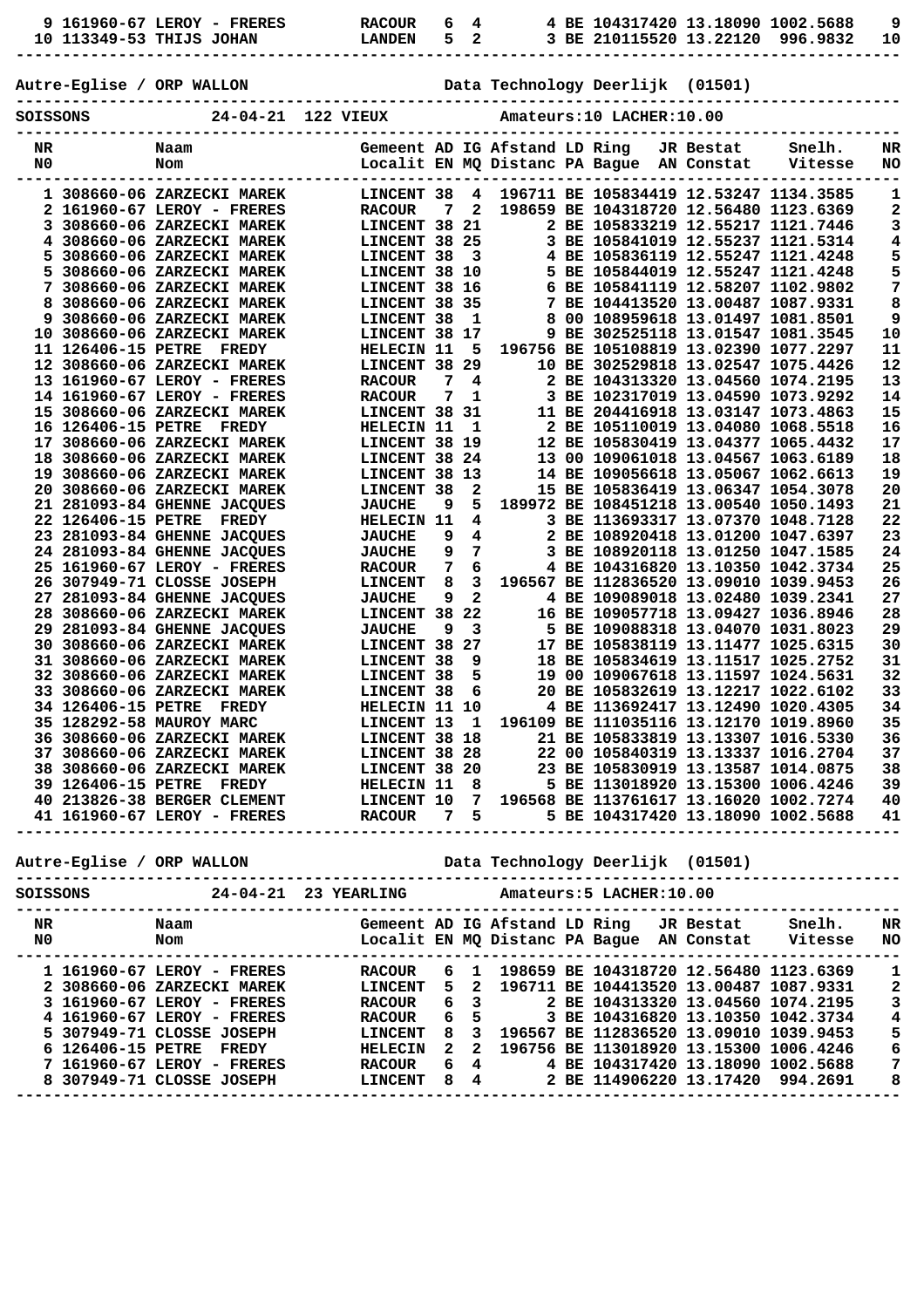| | | | | | | | | | | | | |
|---|---|---|---|---|---|---|---|---|---|---|---|---|
| 9 | 161960-67 LEROY - FRERES | RACOUR | 6 | 4 | | 4 | BE | 104317420 | 13.18090 | 1002.5688 | 9 |
| 10 | 113349-53 THIJS JOHAN | LANDEN | 5 | 2 | | 3 | BE | 210115520 | 13.22120 | 996.9832 | 10 |

Autre-Eglise / ORP WALLON — Data Technology Deerlijk (01501)

SOISSONS 24-04-21 122 VIEUX — Amateurs:10 LACHER:10.00

| NR N0 | Naam Nom | Gemeent Localit | AD EN | IG MQ | Afstand Distanc | LD PA | Ring Bague | JR AN | Bestat Constat | Snelh. Vitesse | NR NO |
|---|---|---|---|---|---|---|---|---|---|---|---|
| 1 | 308660-06 ZARZECKI MAREK | LINCENT | 38 | 4 | 196711 | BE | 105834419 | | 12.53247 | 1134.3585 | 1 |
| 2 | 161960-67 LEROY - FRERES | RACOUR | 7 | 2 | 198659 | BE | 104318720 | | 12.56480 | 1123.6369 | 2 |
| 3 | 308660-06 ZARZECKI MAREK | LINCENT | 38 | 21 | 2 | BE | 105833219 | | 12.55217 | 1121.7446 | 3 |
| 4 | 308660-06 ZARZECKI MAREK | LINCENT | 38 | 25 | 3 | BE | 105841019 | | 12.55237 | 1121.5314 | 4 |
| 5 | 308660-06 ZARZECKI MAREK | LINCENT | 38 | 3 | 4 | BE | 105836119 | | 12.55247 | 1121.4248 | 5 |
| 5 | 308660-06 ZARZECKI MAREK | LINCENT | 38 | 10 | 5 | BE | 105844019 | | 12.55247 | 1121.4248 | 5 |
| 7 | 308660-06 ZARZECKI MAREK | LINCENT | 38 | 16 | 6 | BE | 105841119 | | 12.58207 | 1102.9802 | 7 |
| 8 | 308660-06 ZARZECKI MAREK | LINCENT | 38 | 35 | 7 | BE | 104413520 | | 13.00487 | 1087.9331 | 8 |
| 9 | 308660-06 ZARZECKI MAREK | LINCENT | 38 | 1 | 8 | 00 | 108959618 | | 13.01497 | 1081.8501 | 9 |
| 10 | 308660-06 ZARZECKI MAREK | LINCENT | 38 | 17 | 9 | BE | 302525118 | | 13.01547 | 1081.3545 | 10 |
| 11 | 126406-15 PETRE FREDY | HELECIN | 11 | 5 | 196756 | BE | 105108819 | | 13.02390 | 1077.2297 | 11 |
| 12 | 308660-06 ZARZECKI MAREK | LINCENT | 38 | 29 | 10 | BE | 302529818 | | 13.02547 | 1075.4426 | 12 |
| 13 | 161960-67 LEROY - FRERES | RACOUR | 7 | 4 | 2 | BE | 104313320 | | 13.04560 | 1074.2195 | 13 |
| 14 | 161960-67 LEROY - FRERES | RACOUR | 7 | 1 | 3 | BE | 102317019 | | 13.04590 | 1073.9292 | 14 |
| 15 | 308660-06 ZARZECKI MAREK | LINCENT | 38 | 31 | 11 | BE | 204416918 | | 13.03147 | 1073.4863 | 15 |
| 16 | 126406-15 PETRE FREDY | HELECIN | 11 | 1 | 2 | BE | 105110019 | | 13.04080 | 1068.5518 | 16 |
| 17 | 308660-06 ZARZECKI MAREK | LINCENT | 38 | 19 | 12 | BE | 105830419 | | 13.04377 | 1065.4432 | 17 |
| 18 | 308660-06 ZARZECKI MAREK | LINCENT | 38 | 24 | 13 | 00 | 109061018 | | 13.04567 | 1063.6189 | 18 |
| 19 | 308660-06 ZARZECKI MAREK | LINCENT | 38 | 13 | 14 | BE | 109056618 | | 13.05067 | 1062.6613 | 19 |
| 20 | 308660-06 ZARZECKI MAREK | LINCENT | 38 | 2 | 15 | BE | 105836419 | | 13.06347 | 1054.3078 | 20 |
| 21 | 281093-84 GHENNE JACQUES | JAUCHE | 9 | 5 | 189972 | BE | 108451218 | | 13.00540 | 1050.1493 | 21 |
| 22 | 126406-15 PETRE FREDY | HELECIN | 11 | 4 | 3 | BE | 113693317 | | 13.07370 | 1048.7128 | 22 |
| 23 | 281093-84 GHENNE JACQUES | JAUCHE | 9 | 4 | 2 | BE | 108920418 | | 13.01200 | 1047.6397 | 23 |
| 24 | 281093-84 GHENNE JACQUES | JAUCHE | 9 | 7 | 3 | BE | 108920118 | | 13.01250 | 1047.1585 | 24 |
| 25 | 161960-67 LEROY - FRERES | RACOUR | 7 | 6 | 4 | BE | 104316820 | | 13.10350 | 1042.3734 | 25 |
| 26 | 307949-71 CLOSSE JOSEPH | LINCENT | 8 | 3 | 196567 | BE | 112836520 | | 13.09010 | 1039.9453 | 26 |
| 27 | 281093-84 GHENNE JACQUES | JAUCHE | 9 | 2 | 4 | BE | 109089018 | | 13.02480 | 1039.2341 | 27 |
| 28 | 308660-06 ZARZECKI MAREK | LINCENT | 38 | 22 | 16 | BE | 109057718 | | 13.09427 | 1036.8946 | 28 |
| 29 | 281093-84 GHENNE JACQUES | JAUCHE | 9 | 3 | 5 | BE | 109088318 | | 13.04070 | 1031.8023 | 29 |
| 30 | 308660-06 ZARZECKI MAREK | LINCENT | 38 | 27 | 17 | BE | 105838119 | | 13.11477 | 1025.6315 | 30 |
| 31 | 308660-06 ZARZECKI MAREK | LINCENT | 38 | 9 | 18 | BE | 105834619 | | 13.11517 | 1025.2752 | 31 |
| 32 | 308660-06 ZARZECKI MAREK | LINCENT | 38 | 5 | 19 | 00 | 109067618 | | 13.11597 | 1024.5631 | 32 |
| 33 | 308660-06 ZARZECKI MAREK | LINCENT | 38 | 6 | 20 | BE | 105832619 | | 13.12217 | 1022.6102 | 33 |
| 34 | 126406-15 PETRE FREDY | HELECIN | 11 | 10 | 4 | BE | 113692417 | | 13.12490 | 1020.4305 | 34 |
| 35 | 128292-58 MAUROY MARC | LINCENT | 13 | 1 | 196109 | BE | 111035116 | | 13.12170 | 1019.8960 | 35 |
| 36 | 308660-06 ZARZECKI MAREK | LINCENT | 38 | 18 | 21 | BE | 105833819 | | 13.13307 | 1016.5330 | 36 |
| 37 | 308660-06 ZARZECKI MAREK | LINCENT | 38 | 28 | 22 | 00 | 105840319 | | 13.13337 | 1016.2704 | 37 |
| 38 | 308660-06 ZARZECKI MAREK | LINCENT | 38 | 20 | 23 | BE | 105830919 | | 13.13587 | 1014.0875 | 38 |
| 39 | 126406-15 PETRE FREDY | HELECIN | 11 | 8 | 5 | BE | 113018920 | | 13.15300 | 1006.4246 | 39 |
| 40 | 213826-38 BERGER CLEMENT | LINCENT | 10 | 7 | 196568 | BE | 113761617 | | 13.16020 | 1002.7274 | 40 |
| 41 | 161960-67 LEROY - FRERES | RACOUR | 7 | 5 | 5 | BE | 104317420 | | 13.18090 | 1002.5688 | 41 |

Autre-Eglise / ORP WALLON — Data Technology Deerlijk (01501)

SOISSONS 24-04-21 23 YEARLING — Amateurs:5 LACHER:10.00

| NR N0 | Naam Nom | Gemeent Localit | AD EN | IG MQ | Afstand Distanc | LD PA | Ring Bague | JR AN | Bestat Constat | Snelh. Vitesse | NR NO |
|---|---|---|---|---|---|---|---|---|---|---|---|
| 1 | 161960-67 LEROY - FRERES | RACOUR | 6 | 1 | 198659 | BE | 104318720 | | 12.56480 | 1123.6369 | 1 |
| 2 | 308660-06 ZARZECKI MAREK | LINCENT | 5 | 2 | 196711 | BE | 104413520 | | 13.00487 | 1087.9331 | 2 |
| 3 | 161960-67 LEROY - FRERES | RACOUR | 6 | 3 | 2 | BE | 104313320 | | 13.04560 | 1074.2195 | 3 |
| 4 | 161960-67 LEROY - FRERES | RACOUR | 6 | 5 | 3 | BE | 104316820 | | 13.10350 | 1042.3734 | 4 |
| 5 | 307949-71 CLOSSE JOSEPH | LINCENT | 8 | 3 | 196567 | BE | 112836520 | | 13.09010 | 1039.9453 | 5 |
| 6 | 126406-15 PETRE FREDY | HELECIN | 2 | 2 | 196756 | BE | 113018920 | | 13.15300 | 1006.4246 | 6 |
| 7 | 161960-67 LEROY - FRERES | RACOUR | 6 | 4 | 4 | BE | 104317420 | | 13.18090 | 1002.5688 | 7 |
| 8 | 307949-71 CLOSSE JOSEPH | LINCENT | 8 | 4 | 2 | BE | 114906220 | | 13.17420 | 994.2691 | 8 |